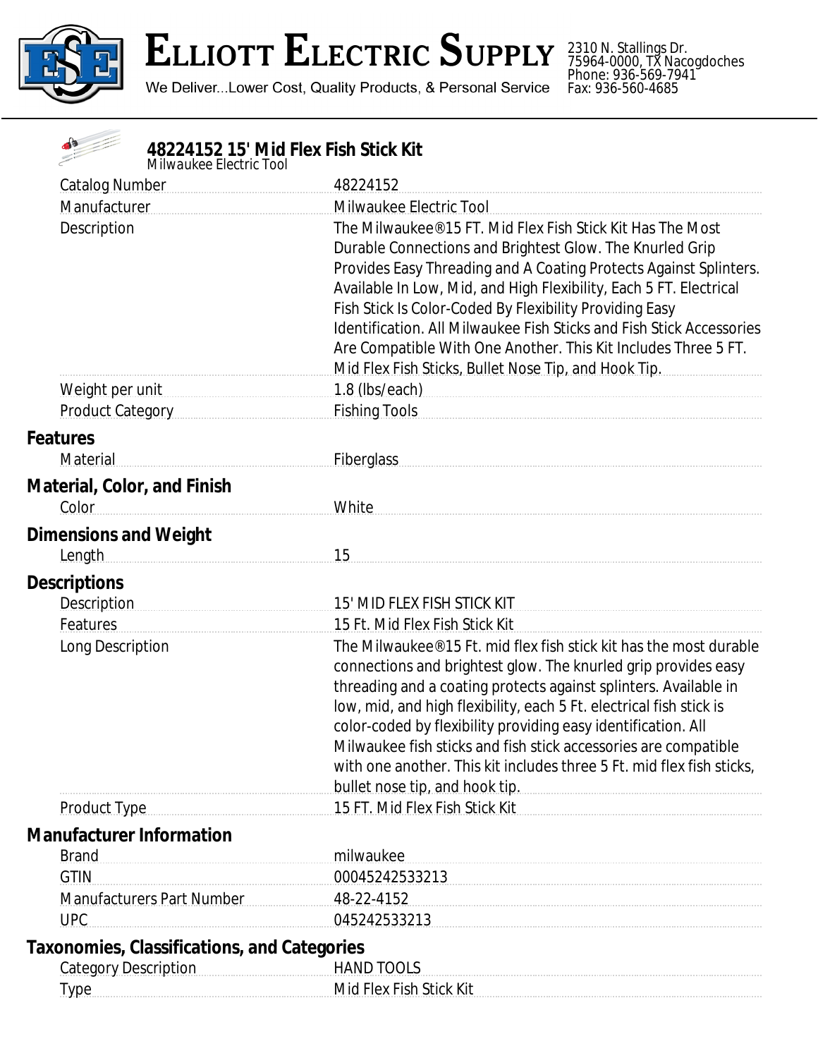# Elliott Electric Supply

We Deliver...Lower Cost, Quality Products, & Personal Service

2310 N. Stallings Dr.
75964-0000, TX Nacogdoches
Phone: 936-569-7941
Fax: 936-560-4685

## 48224152 15' Mid Flex Fish Stick Kit

*Milwaukee Electric Tool*

| | |
|---|---|
| Catalog Number | 48224152 |
| Manufacturer | Milwaukee Electric Tool |
| Description | The Milwaukee®15 FT. Mid Flex Fish Stick Kit Has The Most Durable Connections and Brightest Glow. The Knurled Grip Provides Easy Threading and A Coating Protects Against Splinters. Available In Low, Mid, and High Flexibility, Each 5 FT. Electrical Fish Stick Is Color-Coded By Flexibility Providing Easy Identification. All Milwaukee Fish Sticks and Fish Stick Accessories Are Compatible With One Another. This Kit Includes Three 5 FT. Mid Flex Fish Sticks, Bullet Nose Tip, and Hook Tip. |
| Weight per unit | 1.8 (lbs/each) |
| Product Category | Fishing Tools |

### Features

| | |
|---|---|
| Material | Fiberglass |

### Material, Color, and Finish

| | |
|---|---|
| Color | White |

### Dimensions and Weight

| | |
|---|---|
| Length | 15 |

### Descriptions

| | |
|---|---|
| Description | 15' MID FLEX FISH STICK KIT |
| Features | 15 Ft. Mid Flex Fish Stick Kit |
| Long Description | The Milwaukee®15 Ft. mid flex fish stick kit has the most durable connections and brightest glow. The knurled grip provides easy threading and a coating protects against splinters. Available in low, mid, and high flexibility, each 5 Ft. electrical fish stick is color-coded by flexibility providing easy identification. All Milwaukee fish sticks and fish stick accessories are compatible with one another. This kit includes three 5 Ft. mid flex fish sticks, bullet nose tip, and hook tip. |
| Product Type | 15 FT. Mid Flex Fish Stick Kit |

### Manufacturer Information

| | |
|---|---|
| Brand | milwaukee |
| GTIN | 00045242533213 |
| Manufacturers Part Number | 48-22-4152 |
| UPC | 045242533213 |

### Taxonomies, Classifications, and Categories

| | |
|---|---|
| Category Description | HAND TOOLS |
| Type | Mid Flex Fish Stick Kit |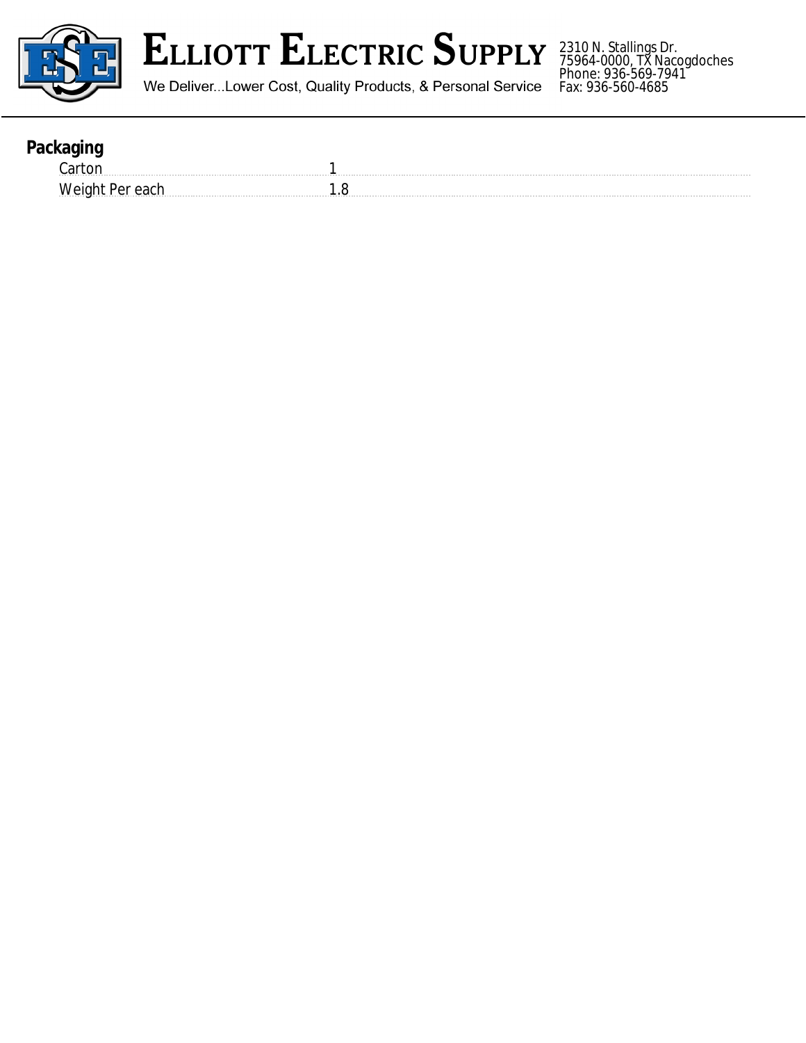## Packaging

| | |
|---|---|
| Carton | 1 |
| Weight Per each | 1.8 |